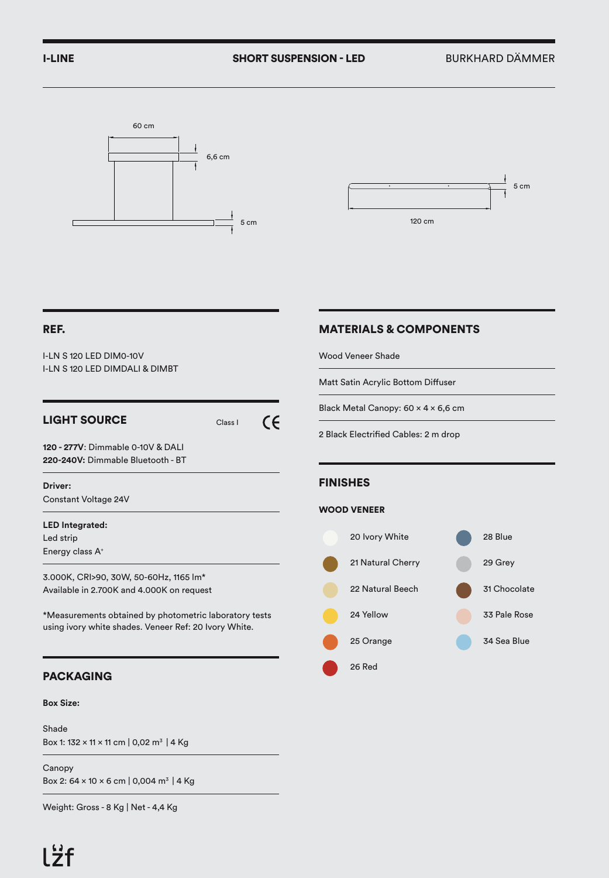**I-LINE** **SHORT SUSPENSION - LED** BURKHARD DÄMMER

60 cm

6,6 cm

5 cm

5 cm

120 cm

## REF.

I-LN S 120 LED DIM0-10V
I-LN S 120 LED DIMDALI & DIMBT

## LIGHT SOURCE

Class I CE

**120 - 277V**: Dimmable 0-10V & DALI
**220-240V:** Dimmable Bluetooth - BT

**Driver:**
Constant Voltage 24V

**LED Integrated:**
Led strip
Energy class A+

3.000K, CRI>90, 30W, 50-60Hz, 1165 lm*
Available in 2.700K and 4.000K on request

*Measurements obtained by photometric laboratory tests using ivory white shades. Veneer Ref: 20 Ivory White.

## PACKAGING

**Box Size:**

Shade
Box 1: 132 × 11 × 11 cm | 0,02 m³ | 4 Kg

Canopy
Box 2: 64 × 10 × 6 cm | 0,004 m³ | 4 Kg

Weight: Gross - 8 Kg | Net - 4,4 Kg

## MATERIALS & COMPONENTS

Wood Veneer Shade

Matt Satin Acrylic Bottom Diffuser

Black Metal Canopy: 60 × 4 × 6,6 cm

2 Black Electrified Cables: 2 m drop

## FINISHES

### WOOD VENEER

- 20 Ivory White
- 21 Natural Cherry
- 22 Natural Beech
- 24 Yellow
- 25 Orange
- 26 Red
- 28 Blue
- 29 Grey
- 31 Chocolate
- 33 Pale Rose
- 34 Sea Blue

lzf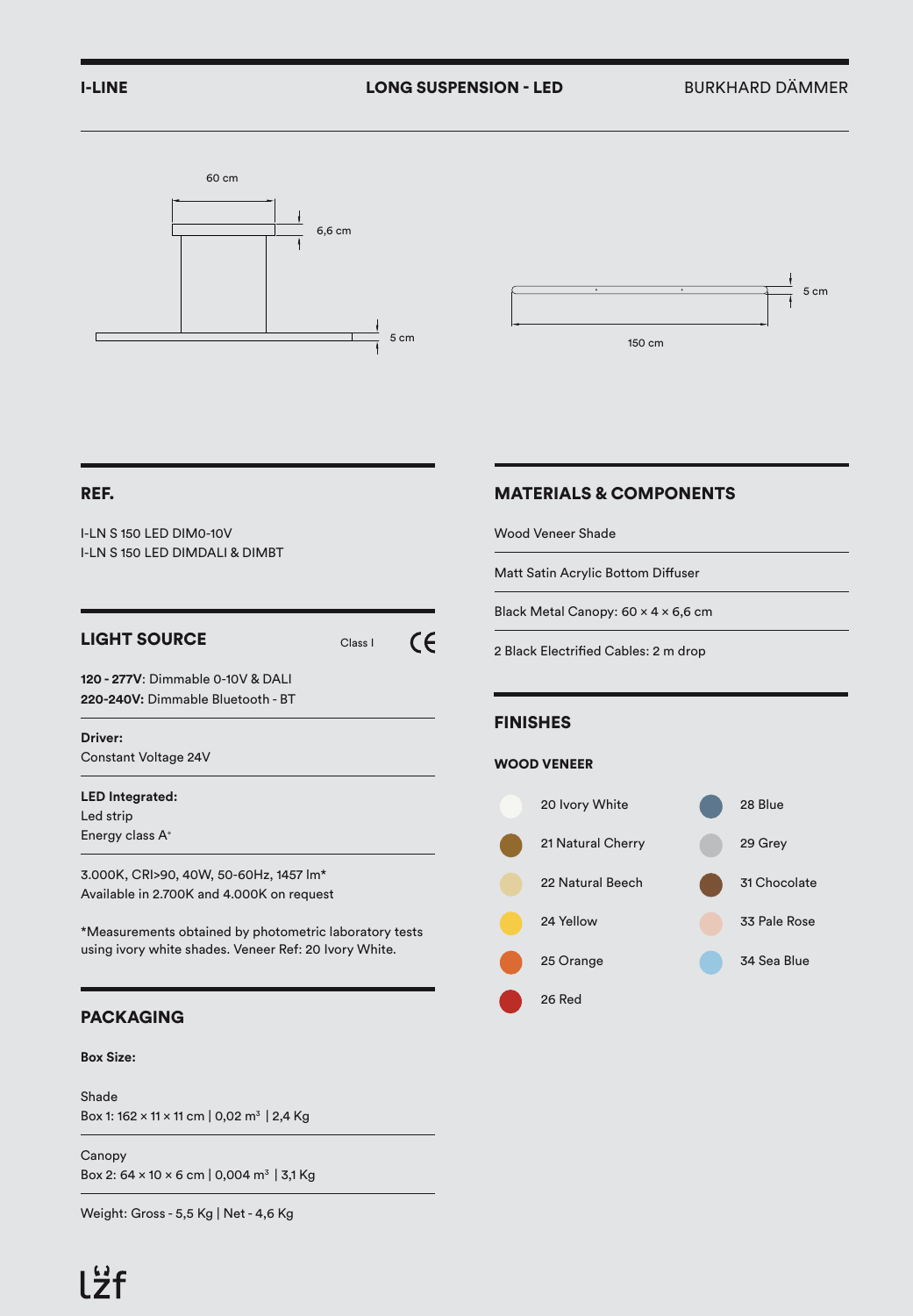**I-LINE** | **LONG SUSPENSION - LED** | BURKHARD DÄMMER

60 cm
6,6 cm
5 cm

5 cm
150 cm

## REF.

I-LN S 150 LED DIM0-10V
I-LN S 150 LED DIMDALI & DIMBT

## LIGHT SOURCE

Class I CE

**120 - 277V**: Dimmable 0-10V & DALI
**220-240V:** Dimmable Bluetooth - BT

**Driver:**
Constant Voltage 24V

**LED Integrated:**
Led strip
Energy class A+

3.000K, CRI>90, 40W, 50-60Hz, 1457 lm*
Available in 2.700K and 4.000K on request

*Measurements obtained by photometric laboratory tests using ivory white shades. Veneer Ref: 20 Ivory White.

## PACKAGING

**Box Size:**

Shade
Box 1: 162 × 11 × 11 cm | 0,02 m³ | 2,4 Kg

Canopy
Box 2: 64 × 10 × 6 cm | 0,004 m³ | 3,1 Kg

Weight: Gross - 5,5 Kg | Net - 4,6 Kg

## MATERIALS & COMPONENTS

Wood Veneer Shade

Matt Satin Acrylic Bottom Diffuser

Black Metal Canopy: 60 × 4 × 6,6 cm

2 Black Electrified Cables: 2 m drop

## FINISHES

### WOOD VENEER

- 20 Ivory White
- 21 Natural Cherry
- 22 Natural Beech
- 24 Yellow
- 25 Orange
- 26 Red
- 28 Blue
- 29 Grey
- 31 Chocolate
- 33 Pale Rose
- 34 Sea Blue